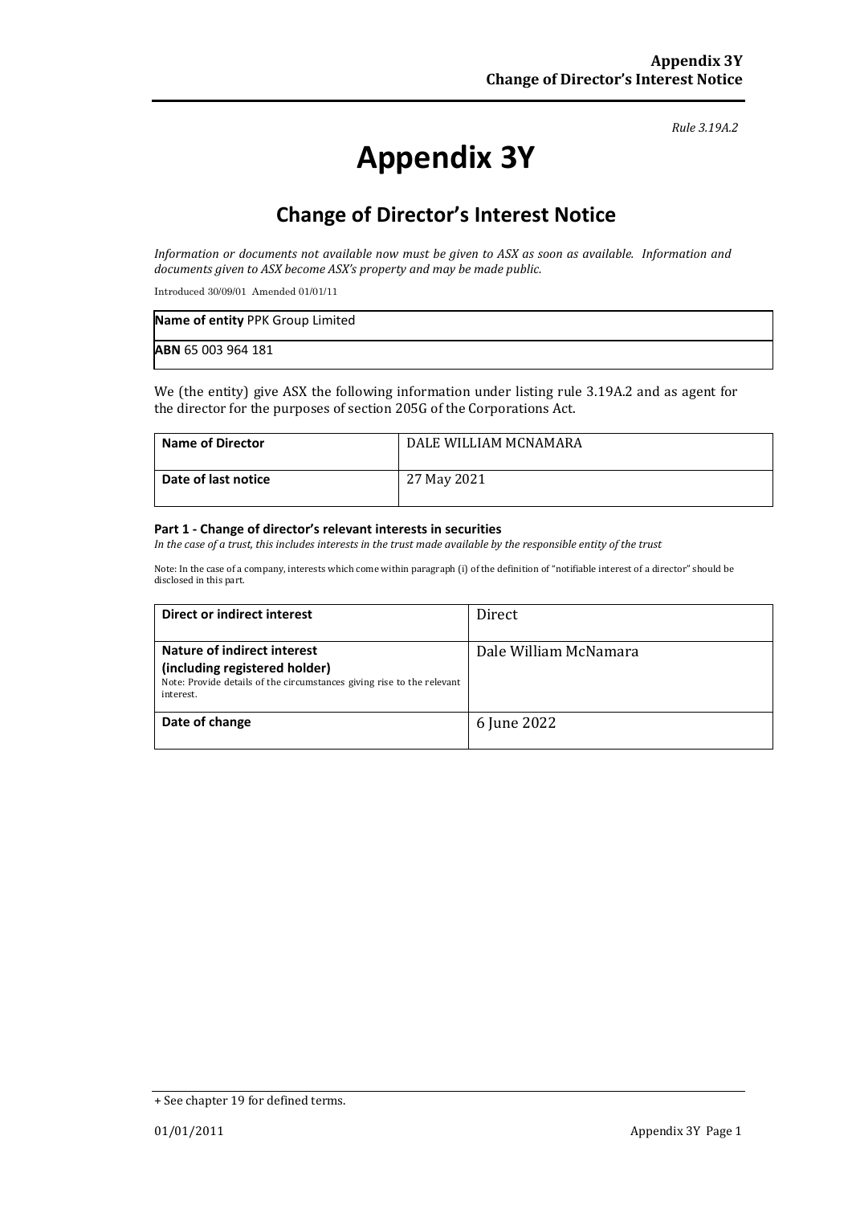*Rule 3.19A.2*

# Appendix 3Y

## Change of Director's Interest Notice

*Information or documents not available now must be given to ASX as soon as available. Information and documents given to ASX become ASX's property and may be made public.*

Introduced 30/09/01 Amended 01/01/11

| **Name of entity** PPK Group Limited |
|---|
| **ABN** 65 003 964 181 |

We (the entity) give ASX the following information under listing rule 3.19A.2 and as agent for the director for the purposes of section 205G of the Corporations Act.

| **Name of Director** | DALE WILLIAM MCNAMARA |
|---|---|
| **Date of last notice** | 27 May 2021 |

#### Part 1 - Change of director's relevant interests in securities

*In the case of a trust, this includes interests in the trust made available by the responsible entity of the trust*

Note: In the case of a company, interests which come within paragraph (i) of the definition of "notifiable interest of a director" should be disclosed in this part.

| **Direct or indirect interest** | Direct |
|---|---|
| **Nature of indirect interest (including registered holder)**<br>Note: Provide details of the circumstances giving rise to the relevant interest. | Dale William McNamara |
| **Date of change** | 6 June 2022 |

+ See chapter 19 for defined terms.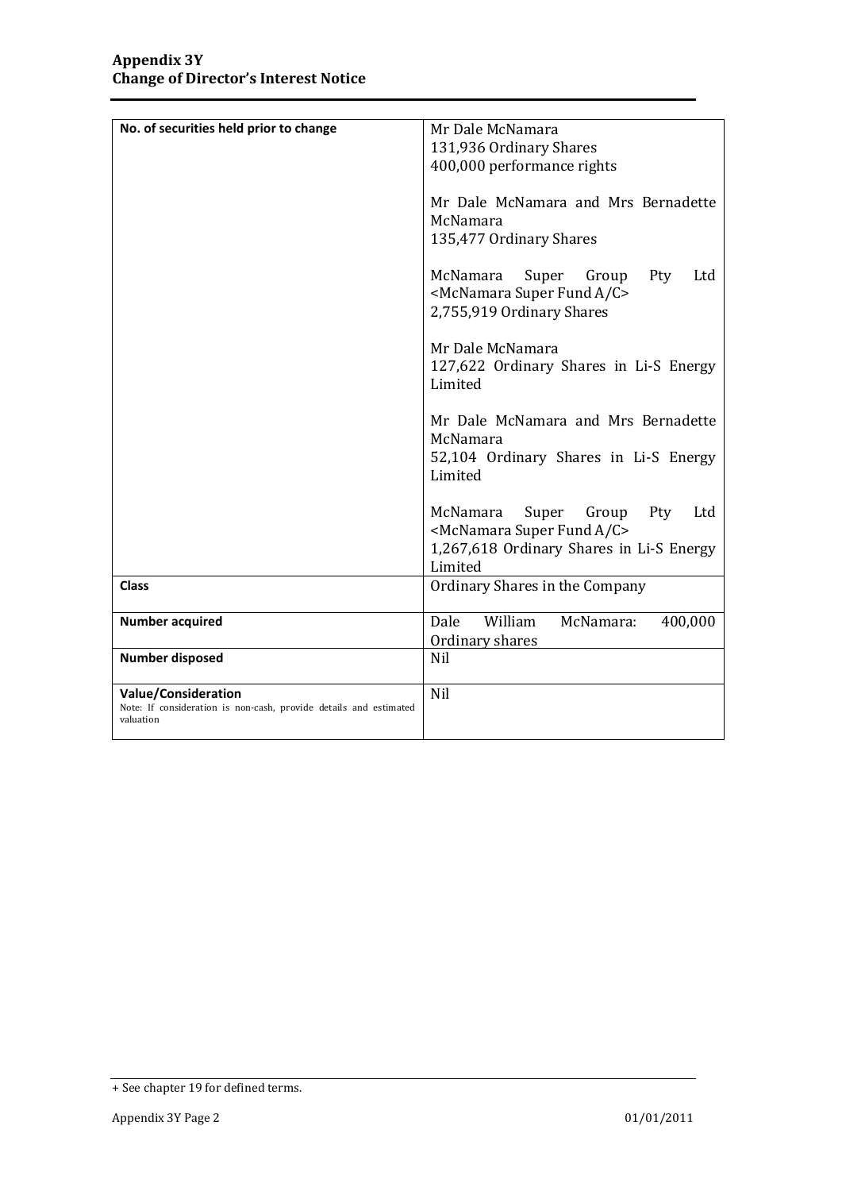| | |
|---|---|
| **No. of securities held prior to change** | Mr Dale McNamara<br>131,936 Ordinary Shares<br>400,000 performance rights<br><br>Mr Dale McNamara and Mrs Bernadette McNamara<br>135,477 Ordinary Shares<br><br>McNamara Super Group Pty Ltd <McNamara Super Fund A/C><br>2,755,919 Ordinary Shares<br><br>Mr Dale McNamara<br>127,622 Ordinary Shares in Li-S Energy Limited<br><br>Mr Dale McNamara and Mrs Bernadette McNamara<br>52,104 Ordinary Shares in Li-S Energy Limited<br><br>McNamara Super Group Pty Ltd <McNamara Super Fund A/C><br>1,267,618 Ordinary Shares in Li-S Energy Limited |
| **Class** | Ordinary Shares in the Company |
| **Number acquired** | Dale William McNamara: 400,000 Ordinary shares |
| **Number disposed** | Nil |
| **Value/Consideration**<br>Note: If consideration is non-cash, provide details and estimated valuation | Nil |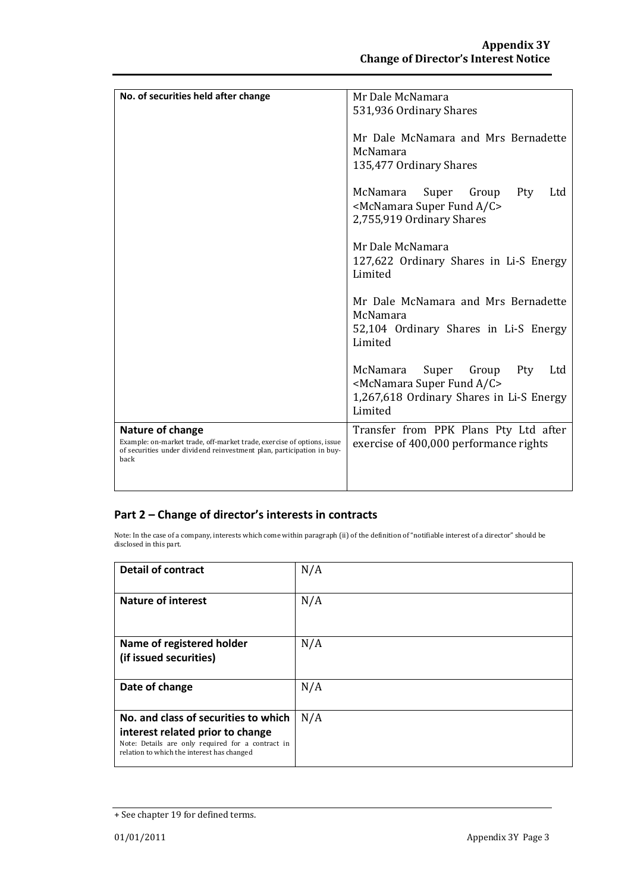| | |
|---|---|
| **No. of securities held after change** | Mr Dale McNamara<br>531,936 Ordinary Shares<br><br>Mr Dale McNamara and Mrs Bernadette McNamara<br>135,477 Ordinary Shares<br><br>McNamara Super Group Pty Ltd <McNamara Super Fund A/C><br>2,755,919 Ordinary Shares<br><br>Mr Dale McNamara<br>127,622 Ordinary Shares in Li-S Energy Limited<br><br>Mr Dale McNamara and Mrs Bernadette McNamara<br>52,104 Ordinary Shares in Li-S Energy Limited<br><br>McNamara Super Group Pty Ltd <McNamara Super Fund A/C><br>1,267,618 Ordinary Shares in Li-S Energy Limited |
| **Nature of change**<br>Example: on-market trade, off-market trade, exercise of options, issue of securities under dividend reinvestment plan, participation in buy-back | Transfer from PPK Plans Pty Ltd after exercise of 400,000 performance rights |

## Part 2 – Change of director's interests in contracts

Note: In the case of a company, interests which come within paragraph (ii) of the definition of "notifiable interest of a director" should be disclosed in this part.

| | |
|---|---|
| **Detail of contract** | N/A |
| **Nature of interest** | N/A |
| **Name of registered holder (if issued securities)** | N/A |
| **Date of change** | N/A |
| **No. and class of securities to which interest related prior to change**<br>Note: Details are only required for a contract in relation to which the interest has changed | N/A |

+ See chapter 19 for defined terms.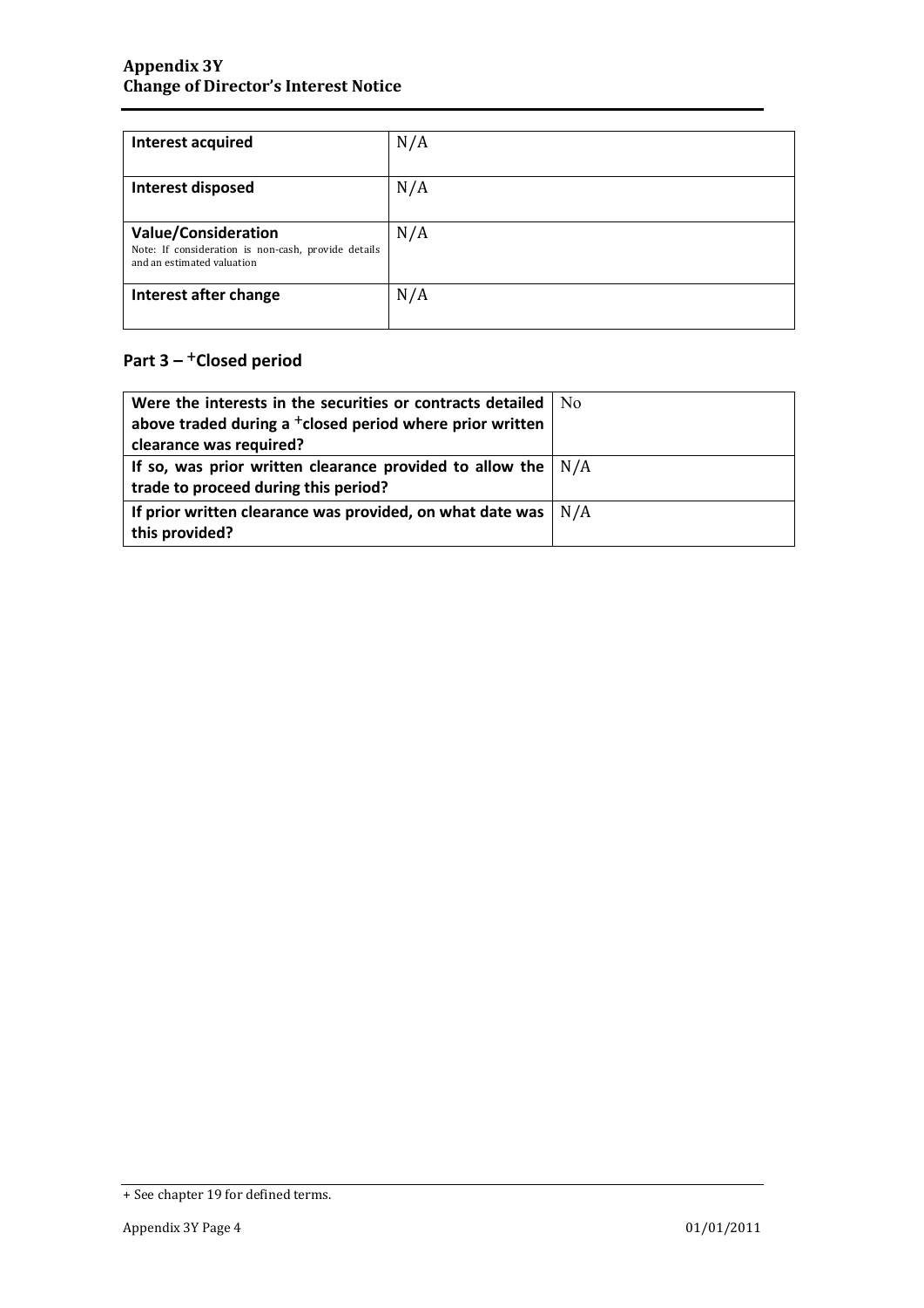| | |
|---|---|
| **Interest acquired** | N/A |
| **Interest disposed** | N/A |
| **Value/Consideration** Note: If consideration is non-cash, provide details and an estimated valuation | N/A |
| **Interest after change** | N/A |

## Part 3 – +Closed period

| | |
|---|---|
| **Were the interests in the securities or contracts detailed above traded during a +closed period where prior written clearance was required?** | No |
| **If so, was prior written clearance provided to allow the trade to proceed during this period?** | N/A |
| **If prior written clearance was provided, on what date was this provided?** | N/A |

+ See chapter 19 for defined terms.